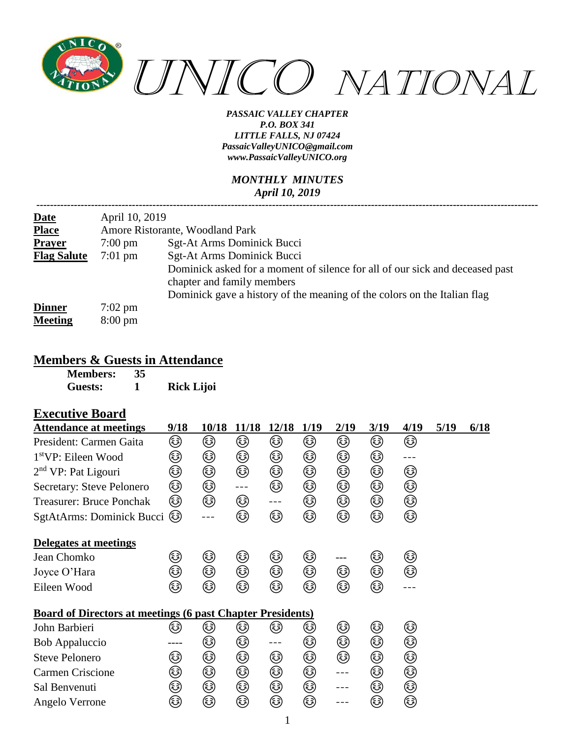# *UNICO NATIONAL*

***PASSAIC VALLEY CHAPTER***
***P.O. BOX 341***
***LITTLE FALLS, NJ 07424***
***PassaicValleyUNICO@gmail.com***
***www.PassaicValleyUNICO.org***

***MONTHLY MINUTES***
***April 10, 2019***

---

| | | |
|---|---|---|
| **Date** | April 10, 2019 | |
| **Place** | Amore Ristorante, Woodland Park | |
| **Prayer** | 7:00 pm | Sgt-At Arms Dominick Bucci |
| **Flag Salute** | 7:01 pm | Sgt-At Arms Dominick Bucci |
| | | Dominick asked for a moment of silence for all of our sick and deceased past chapter and family members |
| | | Dominick gave a history of the meaning of the colors on the Italian flag |
| **Dinner** | 7:02 pm | |
| **Meeting** | 8:00 pm | |

## Members & Guests in Attendance

| | | |
|---|---|---|
| **Members:** | **35** | |
| **Guests:** | **1** | **Rick Lijoi** |

## Executive Board

| **Attendance at meetings** | **9/18** | **10/18** | **11/18** | **12/18** | **1/19** | **2/19** | **3/19** | **4/19** | **5/19** | **6/18** |
|---|---|---|---|---|---|---|---|---|---|---|
| President: Carmen Gaita | 😊 | 😊 | 😊 | 😊 | 😊 | 😊 | 😊 | 😊 | | |
| 1st VP: Eileen Wood | 😊 | 😊 | 😊 | 😊 | 😊 | 😊 | 😊 | --- | | |
| 2nd VP: Pat Ligouri | 😊 | 😊 | 😊 | 😊 | 😊 | 😊 | 😊 | 😊 | | |
| Secretary: Steve Pelonero | 😊 | 😊 | --- | 😊 | 😊 | 😊 | 😊 | 😊 | | |
| Treasurer: Bruce Ponchak | 😊 | 😊 | 😊 | --- | 😊 | 😊 | 😊 | 😊 | | |
| SgtAtArms: Dominick Bucci | 😊 | --- | 😊 | 😊 | 😊 | 😊 | 😊 | 😊 | | |
| **Delegates at meetings** | | | | | | | | | | |
| Jean Chomko | 😊 | 😊 | 😊 | 😊 | 😊 | --- | 😊 | 😊 | | |
| Joyce O'Hara | 😊 | 😊 | 😊 | 😊 | 😊 | 😊 | 😊 | 😊 | | |
| Eileen Wood | 😊 | 😊 | 😊 | 😊 | 😊 | 😊 | 😊 | --- | | |
| **Board of Directors at meetings (6 past Chapter Presidents)** | | | | | | | | | | |
| John Barbieri | 😊 | 😊 | 😊 | 😊 | 😊 | 😊 | 😊 | 😊 | | |
| Bob Appaluccio | ---- | 😊 | 😊 | --- | 😊 | 😊 | 😊 | 😊 | | |
| Steve Pelonero | 😊 | 😊 | 😊 | 😊 | 😊 | 😊 | 😊 | 😊 | | |
| Carmen Criscione | 😊 | 😊 | 😊 | 😊 | 😊 | --- | 😊 | 😊 | | |
| Sal Benvenuti | 😊 | 😊 | 😊 | 😊 | 😊 | --- | 😊 | 😊 | | |
| Angelo Verrone | 😊 | 😊 | 😊 | 😊 | 😊 | --- | 😊 | 😊 | | |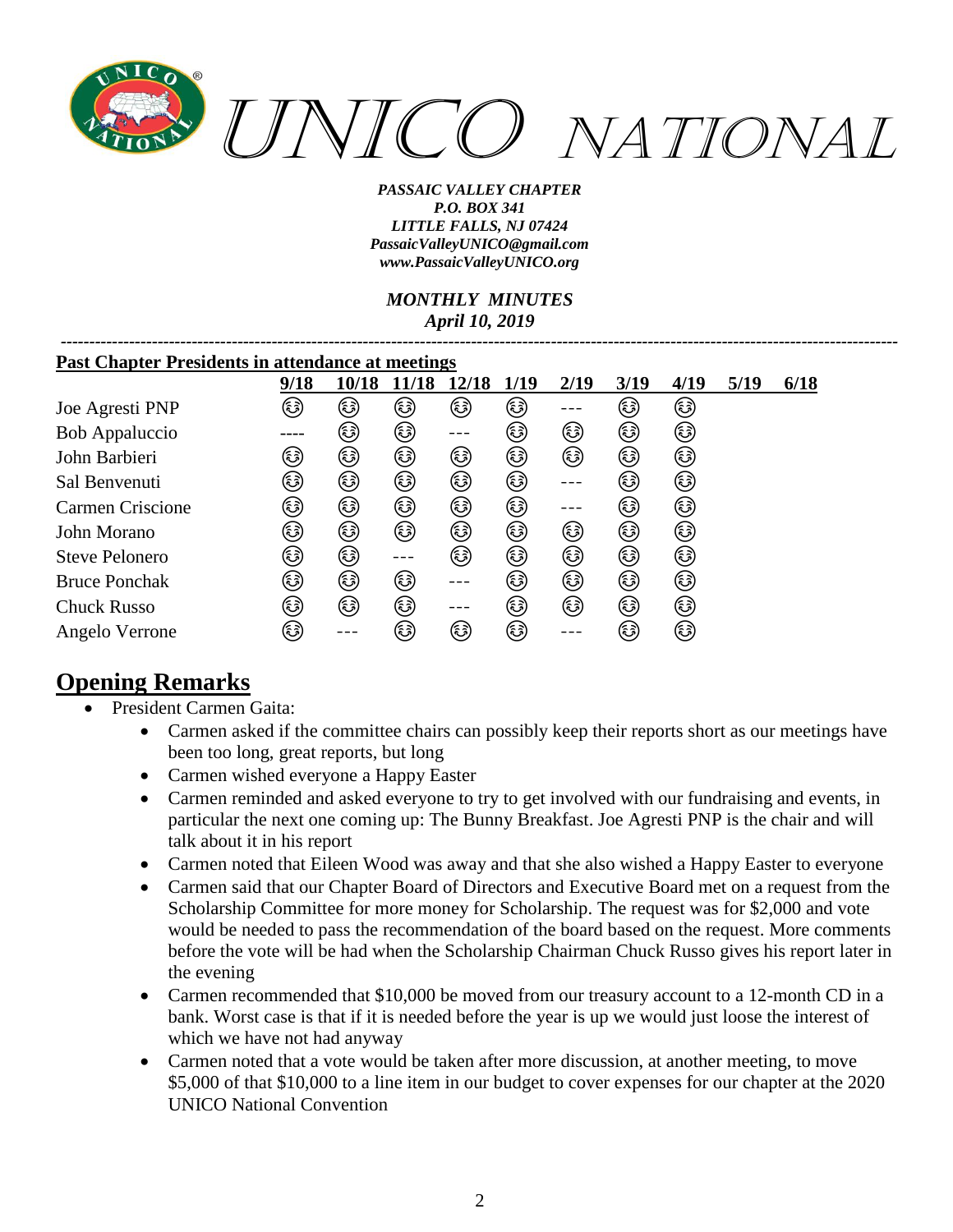# UNICO NATIONAL

*PASSAIC VALLEY CHAPTER*
*P.O. BOX 341*
*LITTLE FALLS, NJ 07424*
*PassaicValleyUNICO@gmail.com*
*www.PassaicValleyUNICO.org*

*MONTHLY MINUTES*
*April 10, 2019*

---

**Past Chapter Presidents in attendance at meetings**

| | 9/18 | 10/18 | 11/18 | 12/18 | 1/19 | 2/19 | 3/19 | 4/19 | 5/19 | 6/18 |
|---|---|---|---|---|---|---|---|---|---|---|
| Joe Agresti PNP | 😊 | 😊 | 😊 | 😊 | 😊 | --- | 😊 | 😊 | | |
| Bob Appaluccio | ---- | 😊 | 😊 | --- | 😊 | 😊 | 😊 | 😊 | | |
| John Barbieri | 😊 | 😊 | 😊 | 😊 | 😊 | 😊 | 😊 | 😊 | | |
| Sal Benvenuti | 😊 | 😊 | 😊 | 😊 | 😊 | --- | 😊 | 😊 | | |
| Carmen Criscione | 😊 | 😊 | 😊 | 😊 | 😊 | --- | 😊 | 😊 | | |
| John Morano | 😊 | 😊 | 😊 | 😊 | 😊 | 😊 | 😊 | 😊 | | |
| Steve Pelonero | 😊 | 😊 | --- | 😊 | 😊 | 😊 | 😊 | 😊 | | |
| Bruce Ponchak | 😊 | 😊 | 😊 | --- | 😊 | 😊 | 😊 | 😊 | | |
| Chuck Russo | 😊 | 😊 | 😊 | --- | 😊 | 😊 | 😊 | 😊 | | |
| Angelo Verrone | 😊 | --- | 😊 | 😊 | 😊 | --- | 😊 | 😊 | | |

## Opening Remarks

- President Carmen Gaita:
  - Carmen asked if the committee chairs can possibly keep their reports short as our meetings have been too long, great reports, but long
  - Carmen wished everyone a Happy Easter
  - Carmen reminded and asked everyone to try to get involved with our fundraising and events, in particular the next one coming up: The Bunny Breakfast. Joe Agresti PNP is the chair and will talk about it in his report
  - Carmen noted that Eileen Wood was away and that she also wished a Happy Easter to everyone
  - Carmen said that our Chapter Board of Directors and Executive Board met on a request from the Scholarship Committee for more money for Scholarship. The request was for $2,000 and vote would be needed to pass the recommendation of the board based on the request. More comments before the vote will be had when the Scholarship Chairman Chuck Russo gives his report later in the evening
  - Carmen recommended that $10,000 be moved from our treasury account to a 12-month CD in a bank. Worst case is that if it is needed before the year is up we would just loose the interest of which we have not had anyway
  - Carmen noted that a vote would be taken after more discussion, at another meeting, to move $5,000 of that $10,000 to a line item in our budget to cover expenses for our chapter at the 2020 UNICO National Convention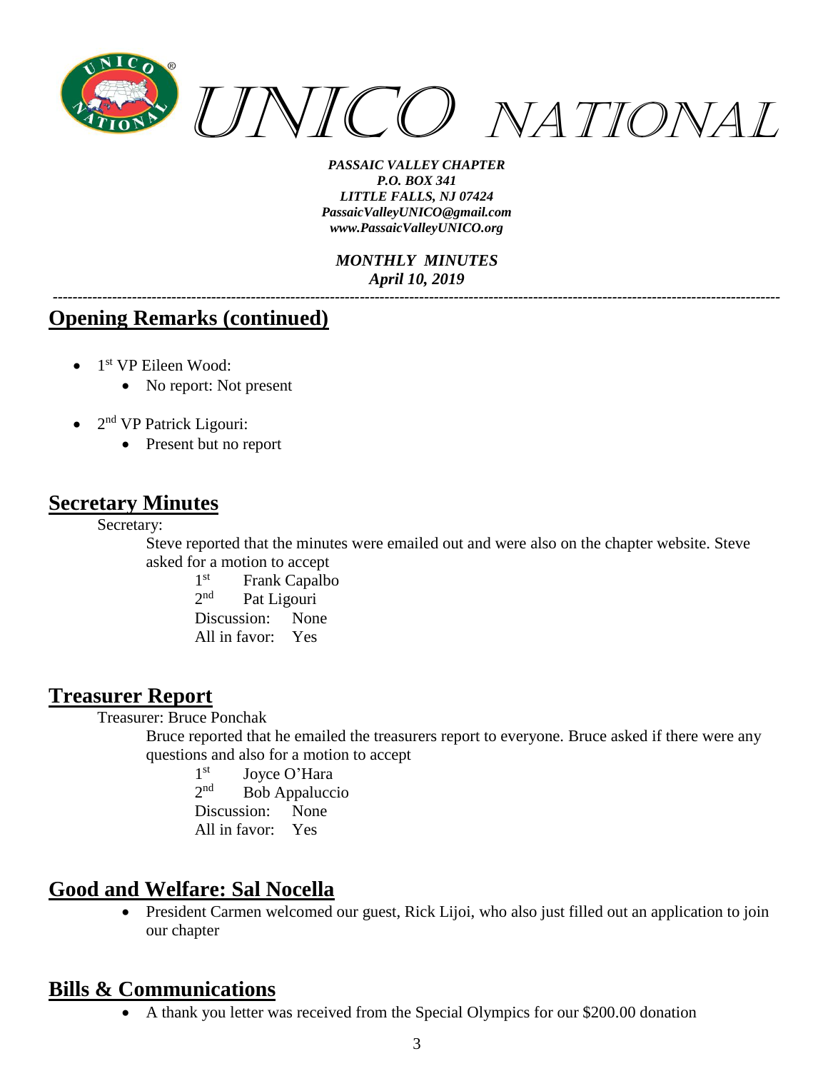*PASSAIC VALLEY CHAPTER*
*P.O. BOX 341*
*LITTLE FALLS, NJ 07424*
*PassaicValleyUNICO@gmail.com*
*www.PassaicValleyUNICO.org*

*MONTHLY MINUTES*
*April 10, 2019*

---

## Opening Remarks (continued)

- 1st VP Eileen Wood:
    - No report: Not present
- 2nd VP Patrick Ligouri:
    - Present but no report

## Secretary Minutes

Secretary:

Steve reported that the minutes were emailed out and were also on the chapter website. Steve asked for a motion to accept

1st Frank Capalbo
2nd Pat Ligouri
Discussion: None
All in favor: Yes

## Treasurer Report

Treasurer: Bruce Ponchak

Bruce reported that he emailed the treasurers report to everyone. Bruce asked if there were any questions and also for a motion to accept

1st Joyce O'Hara
2nd Bob Appaluccio
Discussion: None
All in favor: Yes

## Good and Welfare: Sal Nocella

- President Carmen welcomed our guest, Rick Lijoi, who also just filled out an application to join our chapter

## Bills & Communications

- A thank you letter was received from the Special Olympics for our $200.00 donation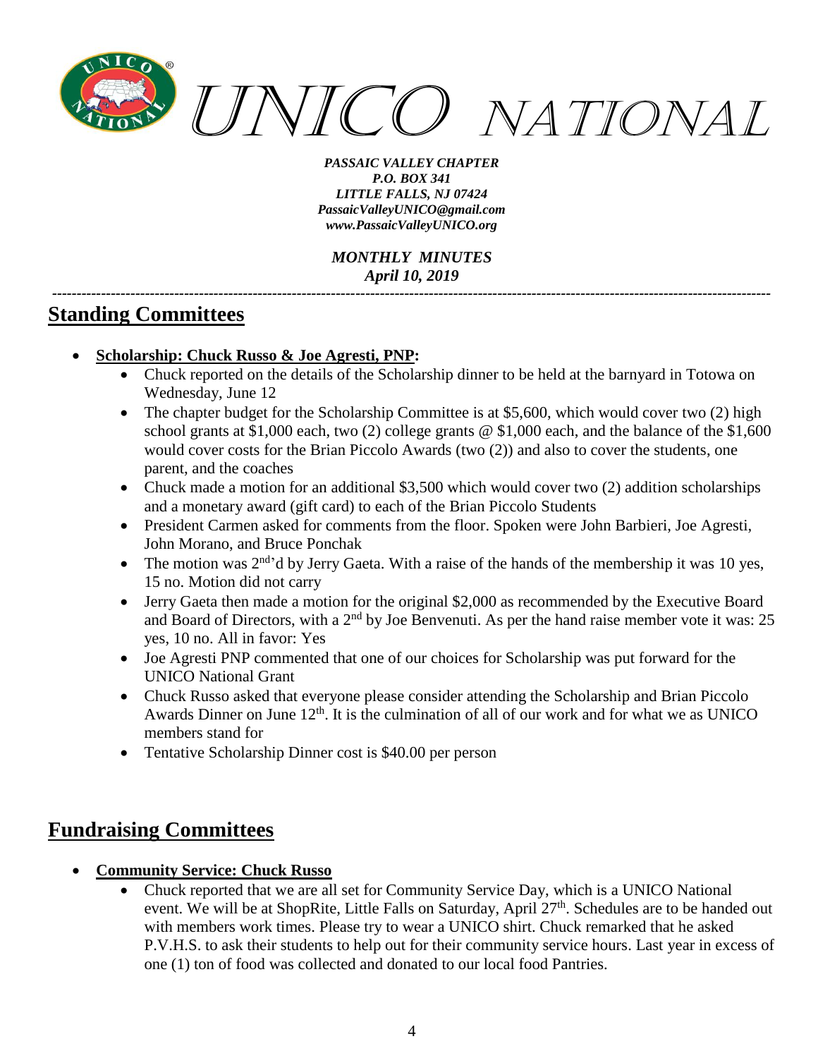## Standing Committees

- **Scholarship: Chuck Russo & Joe Agresti, PNP:**
  - Chuck reported on the details of the Scholarship dinner to be held at the barnyard in Totowa on Wednesday, June 12
  - The chapter budget for the Scholarship Committee is at $5,600, which would cover two (2) high school grants at $1,000 each, two (2) college grants @ $1,000 each, and the balance of the $1,600 would cover costs for the Brian Piccolo Awards (two (2)) and also to cover the students, one parent, and the coaches
  - Chuck made a motion for an additional $3,500 which would cover two (2) addition scholarships and a monetary award (gift card) to each of the Brian Piccolo Students
  - President Carmen asked for comments from the floor. Spoken were John Barbieri, Joe Agresti, John Morano, and Bruce Ponchak
  - The motion was 2nd'd by Jerry Gaeta. With a raise of the hands of the membership it was 10 yes, 15 no. Motion did not carry
  - Jerry Gaeta then made a motion for the original $2,000 as recommended by the Executive Board and Board of Directors, with a 2nd by Joe Benvenuti. As per the hand raise member vote it was: 25 yes, 10 no. All in favor: Yes
  - Joe Agresti PNP commented that one of our choices for Scholarship was put forward for the UNICO National Grant
  - Chuck Russo asked that everyone please consider attending the Scholarship and Brian Piccolo Awards Dinner on June 12th. It is the culmination of all of our work and for what we as UNICO members stand for
  - Tentative Scholarship Dinner cost is $40.00 per person

## Fundraising Committees

- **Community Service: Chuck Russo**
  - Chuck reported that we are all set for Community Service Day, which is a UNICO National event. We will be at ShopRite, Little Falls on Saturday, April 27th. Schedules are to be handed out with members work times. Please try to wear a UNICO shirt. Chuck remarked that he asked P.V.H.S. to ask their students to help out for their community service hours. Last year in excess of one (1) ton of food was collected and donated to our local food Pantries.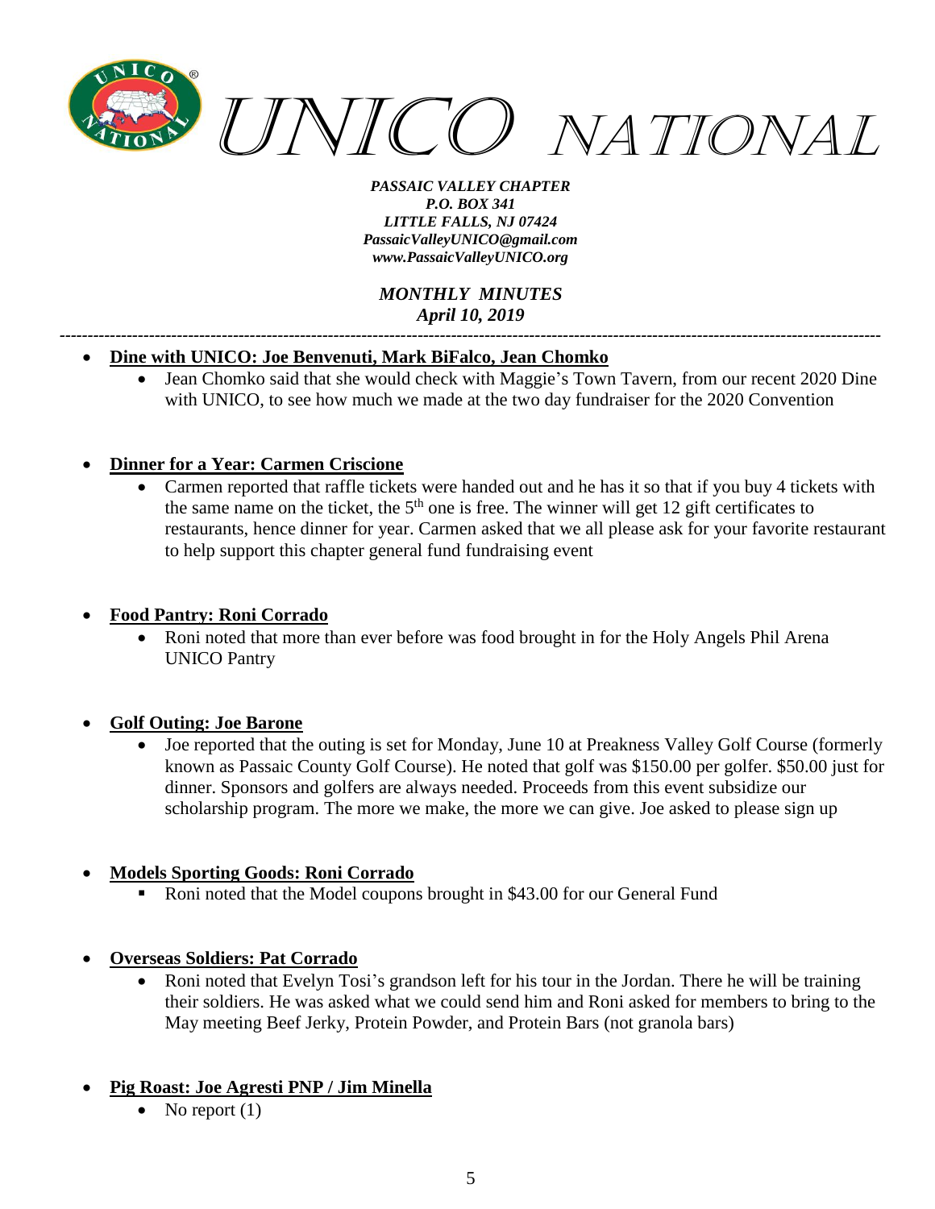*PASSAIC VALLEY CHAPTER*
*P.O. BOX 341*
*LITTLE FALLS, NJ 07424*
*PassaicValleyUNICO@gmail.com*
*www.PassaicValleyUNICO.org*

*MONTHLY MINUTES*
*April 10, 2019*

---

- **Dine with UNICO: Joe Benvenuti, Mark BiFalco, Jean Chomko**
  - Jean Chomko said that she would check with Maggie's Town Tavern, from our recent 2020 Dine with UNICO, to see how much we made at the two day fundraiser for the 2020 Convention

- **Dinner for a Year: Carmen Criscione**
  - Carmen reported that raffle tickets were handed out and he has it so that if you buy 4 tickets with the same name on the ticket, the 5th one is free. The winner will get 12 gift certificates to restaurants, hence dinner for year. Carmen asked that we all please ask for your favorite restaurant to help support this chapter general fund fundraising event

- **Food Pantry: Roni Corrado**
  - Roni noted that more than ever before was food brought in for the Holy Angels Phil Arena UNICO Pantry

- **Golf Outing: Joe Barone**
  - Joe reported that the outing is set for Monday, June 10 at Preakness Valley Golf Course (formerly known as Passaic County Golf Course). He noted that golf was $150.00 per golfer. $50.00 just for dinner. Sponsors and golfers are always needed. Proceeds from this event subsidize our scholarship program. The more we make, the more we can give. Joe asked to please sign up

- **Models Sporting Goods: Roni Corrado**
  - Roni noted that the Model coupons brought in $43.00 for our General Fund

- **Overseas Soldiers: Pat Corrado**
  - Roni noted that Evelyn Tosi's grandson left for his tour in the Jordan. There he will be training their soldiers. He was asked what we could send him and Roni asked for members to bring to the May meeting Beef Jerky, Protein Powder, and Protein Bars (not granola bars)

- **Pig Roast: Joe Agresti PNP / Jim Minella**
  - No report (1)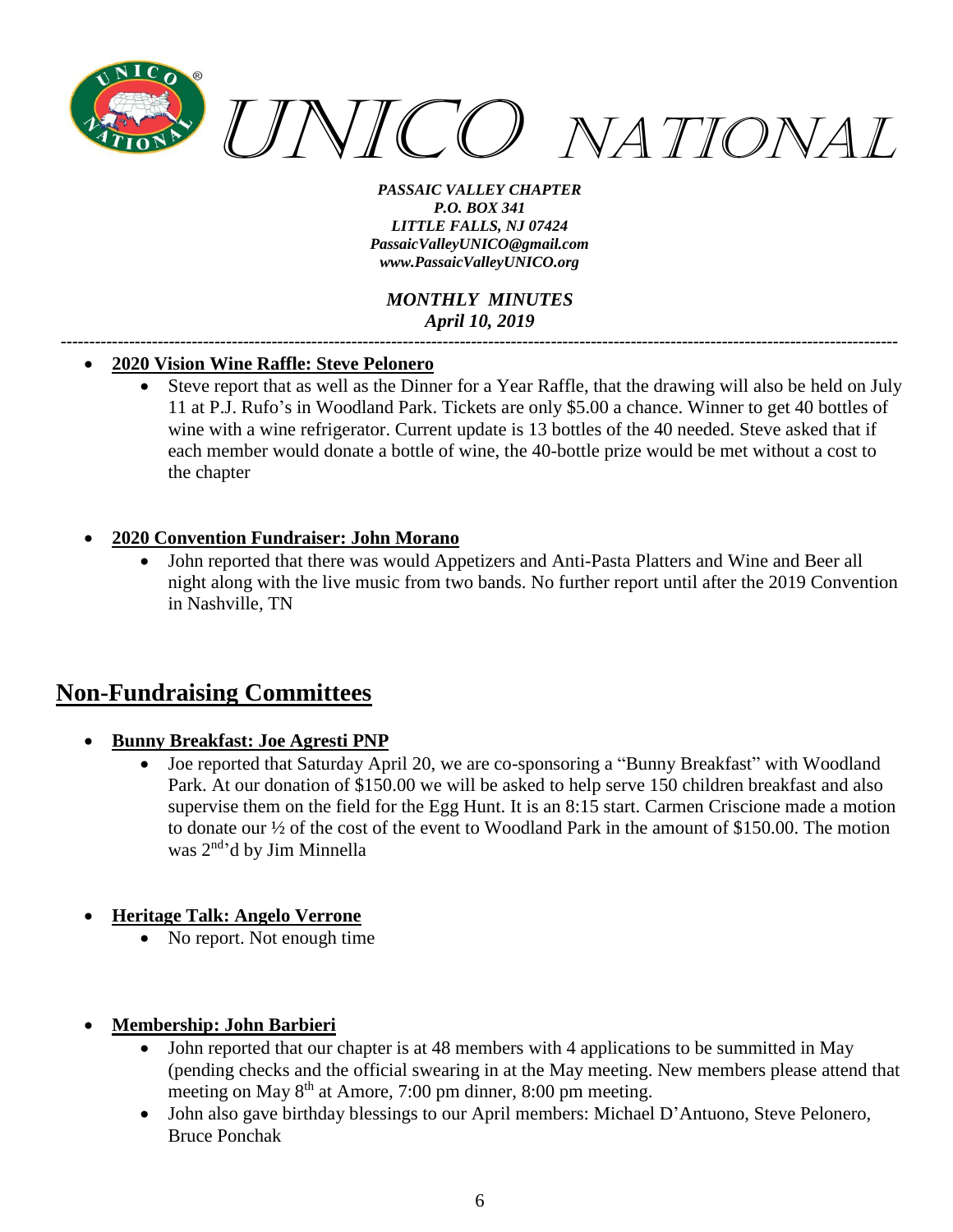- **2020 Vision Wine Raffle: Steve Pelonero**
  - Steve report that as well as the Dinner for a Year Raffle, that the drawing will also be held on July 11 at P.J. Rufo's in Woodland Park. Tickets are only $5.00 a chance. Winner to get 40 bottles of wine with a wine refrigerator. Current update is 13 bottles of the 40 needed. Steve asked that if each member would donate a bottle of wine, the 40-bottle prize would be met without a cost to the chapter

- **2020 Convention Fundraiser: John Morano**
  - John reported that there was would Appetizers and Anti-Pasta Platters and Wine and Beer all night along with the live music from two bands. No further report until after the 2019 Convention in Nashville, TN

## Non-Fundraising Committees

- **Bunny Breakfast: Joe Agresti PNP**
  - Joe reported that Saturday April 20, we are co-sponsoring a "Bunny Breakfast" with Woodland Park. At our donation of $150.00 we will be asked to help serve 150 children breakfast and also supervise them on the field for the Egg Hunt. It is an 8:15 start. Carmen Criscione made a motion to donate our ½ of the cost of the event to Woodland Park in the amount of $150.00. The motion was 2nd'd by Jim Minnella

- **Heritage Talk: Angelo Verrone**
  - No report. Not enough time

- **Membership: John Barbieri**
  - John reported that our chapter is at 48 members with 4 applications to be summitted in May (pending checks and the official swearing in at the May meeting. New members please attend that meeting on May 8th at Amore, 7:00 pm dinner, 8:00 pm meeting.
  - John also gave birthday blessings to our April members: Michael D'Antuono, Steve Pelonero, Bruce Ponchak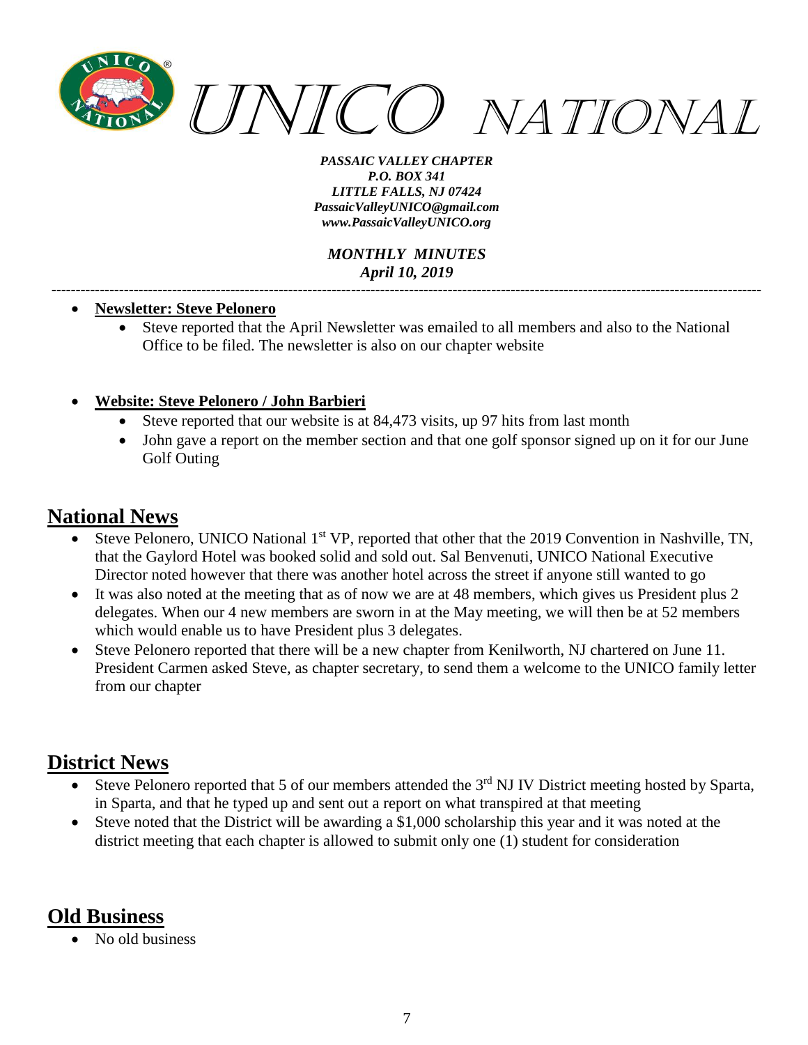# UNICO NATIONAL

*PASSAIC VALLEY CHAPTER*
*P.O. BOX 341*
*LITTLE FALLS, NJ 07424*
*PassaicValleyUNICO@gmail.com*
*www.PassaicValleyUNICO.org*

*MONTHLY MINUTES*
*April 10, 2019*

---

- **Newsletter: Steve Pelonero**
  - Steve reported that the April Newsletter was emailed to all members and also to the National Office to be filed. The newsletter is also on our chapter website

- **Website: Steve Pelonero / John Barbieri**
  - Steve reported that our website is at 84,473 visits, up 97 hits from last month
  - John gave a report on the member section and that one golf sponsor signed up on it for our June Golf Outing

## National News

- Steve Pelonero, UNICO National 1st VP, reported that other that the 2019 Convention in Nashville, TN, that the Gaylord Hotel was booked solid and sold out. Sal Benvenuti, UNICO National Executive Director noted however that there was another hotel across the street if anyone still wanted to go
- It was also noted at the meeting that as of now we are at 48 members, which gives us President plus 2 delegates. When our 4 new members are sworn in at the May meeting, we will then be at 52 members which would enable us to have President plus 3 delegates.
- Steve Pelonero reported that there will be a new chapter from Kenilworth, NJ chartered on June 11. President Carmen asked Steve, as chapter secretary, to send them a welcome to the UNICO family letter from our chapter

## District News

- Steve Pelonero reported that 5 of our members attended the 3rd NJ IV District meeting hosted by Sparta, in Sparta, and that he typed up and sent out a report on what transpired at that meeting
- Steve noted that the District will be awarding a $1,000 scholarship this year and it was noted at the district meeting that each chapter is allowed to submit only one (1) student for consideration

## Old Business

- No old business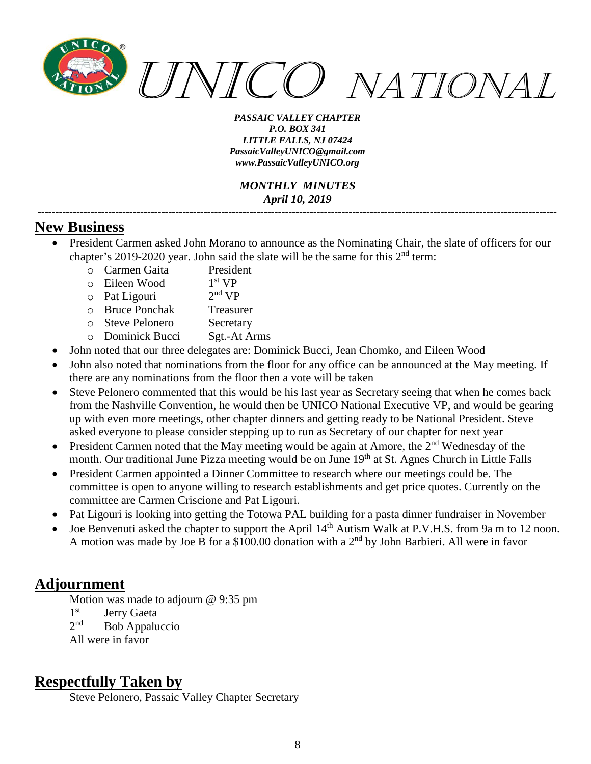*PASSAIC VALLEY CHAPTER*
*P.O. BOX 341*
*LITTLE FALLS, NJ 07424*
*PassaicValleyUNICO@gmail.com*
*www.PassaicValleyUNICO.org*

*MONTHLY MINUTES*
*April 10, 2019*

## New Business

- President Carmen asked John Morano to announce as the Nominating Chair, the slate of officers for our chapter's 2019-2020 year. John said the slate will be the same for this 2nd term:
  - Carmen Gaita — President
  - Eileen Wood — 1st VP
  - Pat Ligouri — 2nd VP
  - Bruce Ponchak — Treasurer
  - Steve Pelonero — Secretary
  - Dominick Bucci — Sgt.-At Arms
- John noted that our three delegates are: Dominick Bucci, Jean Chomko, and Eileen Wood
- John also noted that nominations from the floor for any office can be announced at the May meeting. If there are any nominations from the floor then a vote will be taken
- Steve Pelonero commented that this would be his last year as Secretary seeing that when he comes back from the Nashville Convention, he would then be UNICO National Executive VP, and would be gearing up with even more meetings, other chapter dinners and getting ready to be National President. Steve asked everyone to please consider stepping up to run as Secretary of our chapter for next year
- President Carmen noted that the May meeting would be again at Amore, the 2nd Wednesday of the month. Our traditional June Pizza meeting would be on June 19th at St. Agnes Church in Little Falls
- President Carmen appointed a Dinner Committee to research where our meetings could be. The committee is open to anyone willing to research establishments and get price quotes. Currently on the committee are Carmen Criscione and Pat Ligouri.
- Pat Ligouri is looking into getting the Totowa PAL building for a pasta dinner fundraiser in November
- Joe Benvenuti asked the chapter to support the April 14th Autism Walk at P.V.H.S. from 9a m to 12 noon. A motion was made by Joe B for a $100.00 donation with a 2nd by John Barbieri. All were in favor

## Adjournment

Motion was made to adjourn @ 9:35 pm
1st Jerry Gaeta
2nd Bob Appaluccio
All were in favor

## Respectfully Taken by

Steve Pelonero, Passaic Valley Chapter Secretary